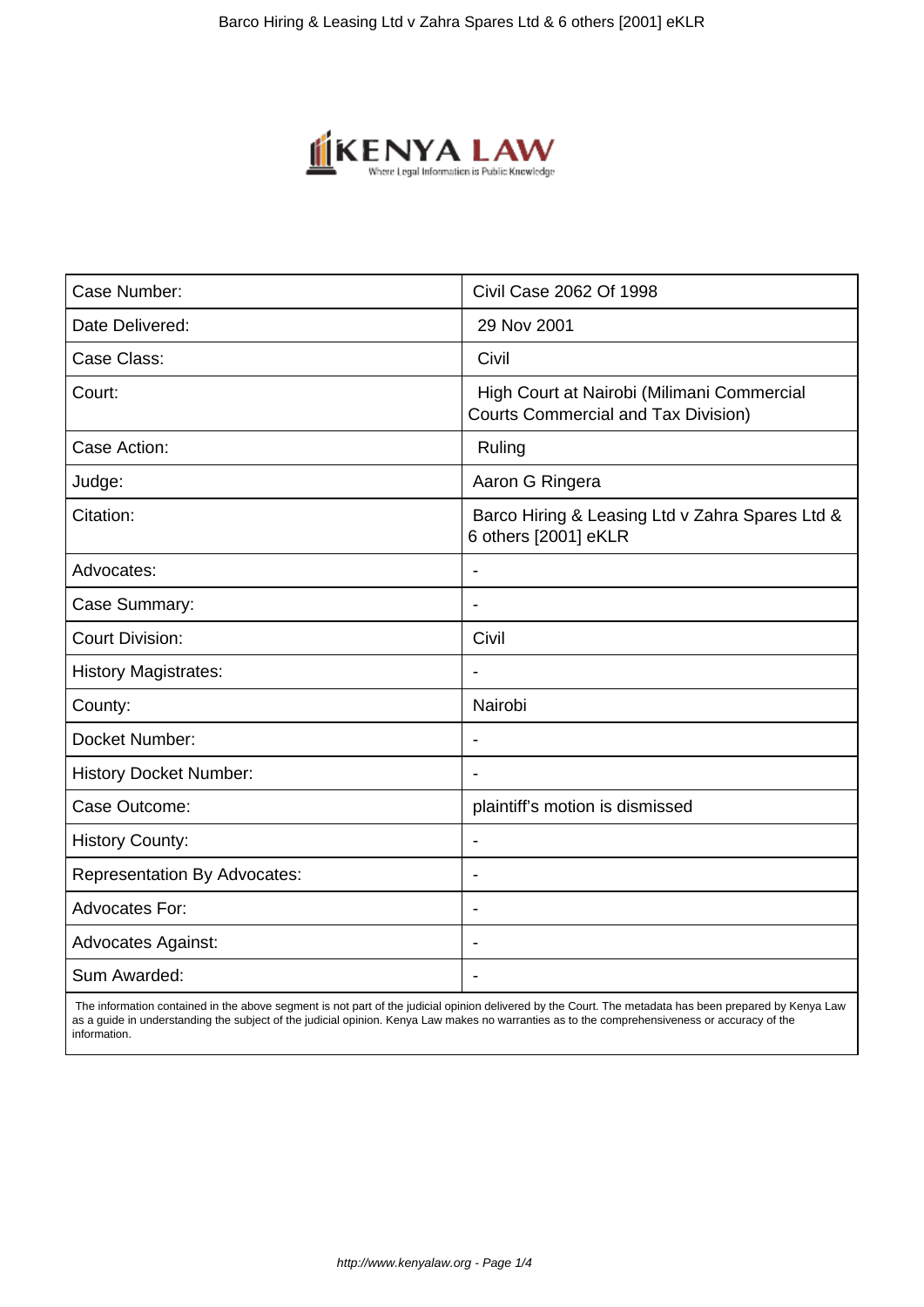| Case Number: | Civil Case 2062 Of 1998 |
|---|---|
| Date Delivered: | 29 Nov 2001 |
| Case Class: | Civil |
| Court: | High Court at Nairobi (Milimani Commercial Courts Commercial and Tax Division) |
| Case Action: | Ruling |
| Judge: | Aaron G Ringera |
| Citation: | Barco Hiring & Leasing Ltd v Zahra Spares Ltd & 6 others [2001] eKLR |
| Advocates: | - |
| Case Summary: | - |
| Court Division: | Civil |
| History Magistrates: | - |
| County: | Nairobi |
| Docket Number: | - |
| History Docket Number: | - |
| Case Outcome: | plaintiff's motion is dismissed |
| History County: | - |
| Representation By Advocates: | - |
| Advocates For: | - |
| Advocates Against: | - |
| Sum Awarded: | - |

The information contained in the above segment is not part of the judicial opinion delivered by the Court. The metadata has been prepared by Kenya Law as a guide in understanding the subject of the judicial opinion. Kenya Law makes no warranties as to the comprehensiveness or accuracy of the information.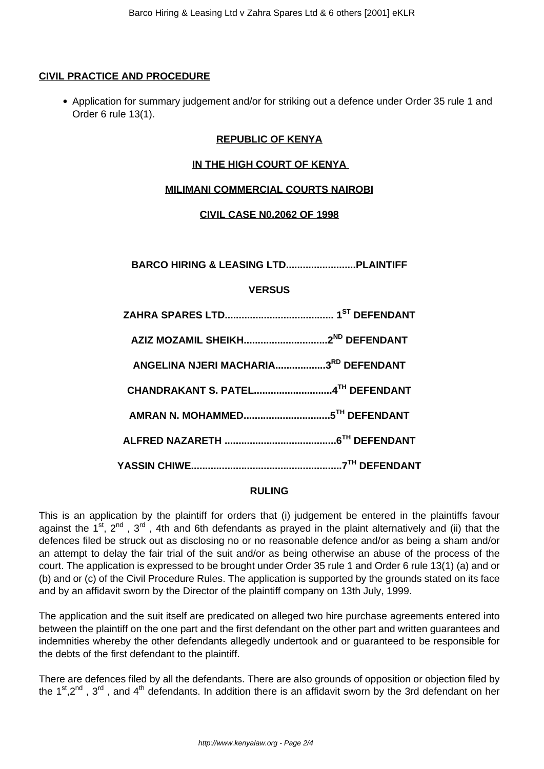**CIVIL PRACTICE AND PROCEDURE**

- Application for summary judgement and/or for striking out a defence under Order 35 rule 1 and Order 6 rule 13(1).

**REPUBLIC OF KENYA**

**IN THE HIGH COURT OF KENYA**

**MILIMANI COMMERCIAL COURTS NAIROBI**

**CIVIL CASE N0.2062 OF 1998**

**BARCO HIRING & LEASING LTD.........................PLAINTIFF**

**VERSUS**

**ZAHRA SPARES LTD....................................... 1ST DEFENDANT**

**AZIZ MOZAMIL SHEIKH..............................2ND DEFENDANT**

**ANGELINA NJERI MACHARIA..................3RD DEFENDANT**

**CHANDRAKANT S. PATEL............................4TH DEFENDANT**

**AMRAN N. MOHAMMED...............................5TH DEFENDANT**

**ALFRED NAZARETH ........................................6TH DEFENDANT**

**YASSIN CHIWE......................................................7TH DEFENDANT**

**RULING**

This is an application by the plaintiff for orders that (i) judgement be entered in the plaintiffs favour against the 1st, 2nd , 3rd , 4th and 6th defendants as prayed in the plaint alternatively and (ii) that the defences filed be struck out as disclosing no or no reasonable defence and/or as being a sham and/or an attempt to delay the fair trial of the suit and/or as being otherwise an abuse of the process of the court. The application is expressed to be brought under Order 35 rule 1 and Order 6 rule 13(1) (a) and or (b) and or (c) of the Civil Procedure Rules. The application is supported by the grounds stated on its face and by an affidavit sworn by the Director of the plaintiff company on 13th July, 1999.

The application and the suit itself are predicated on alleged two hire purchase agreements entered into between the plaintiff on the one part and the first defendant on the other part and written guarantees and indemnities whereby the other defendants allegedly undertook and or guaranteed to be responsible for the debts of the first defendant to the plaintiff.

There are defences filed by all the defendants. There are also grounds of opposition or objection filed by the 1st,2nd , 3rd , and 4th defendants. In addition there is an affidavit sworn by the 3rd defendant on her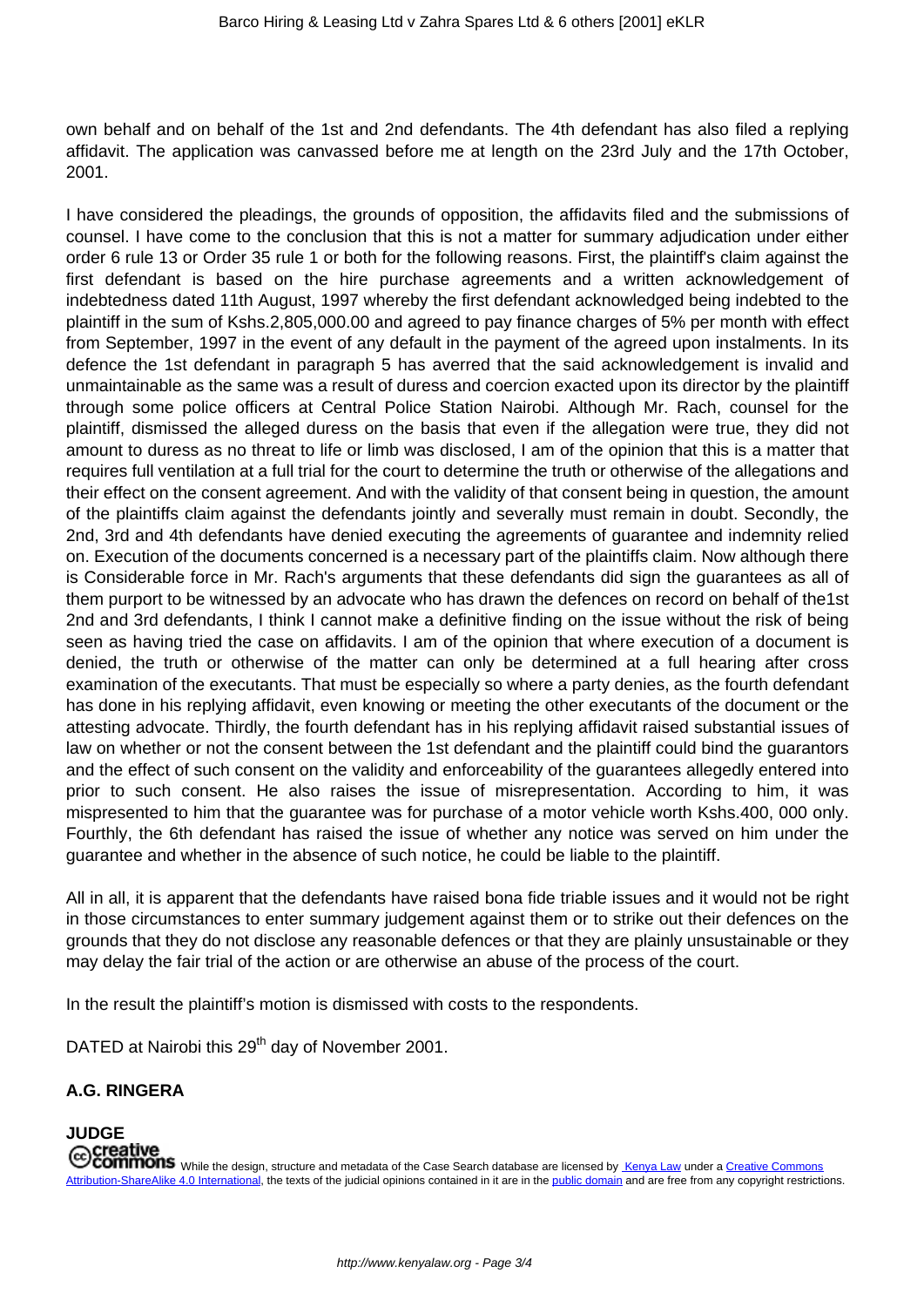own behalf and on behalf of the 1st and 2nd defendants. The 4th defendant has also filed a replying affidavit. The application was canvassed before me at length on the 23rd July and the 17th October, 2001.

I have considered the pleadings, the grounds of opposition, the affidavits filed and the submissions of counsel. I have come to the conclusion that this is not a matter for summary adjudication under either order 6 rule 13 or Order 35 rule 1 or both for the following reasons. First, the plaintiff's claim against the first defendant is based on the hire purchase agreements and a written acknowledgement of indebtedness dated 11th August, 1997 whereby the first defendant acknowledged being indebted to the plaintiff in the sum of Kshs.2,805,000.00 and agreed to pay finance charges of 5% per month with effect from September, 1997 in the event of any default in the payment of the agreed upon instalments. In its defence the 1st defendant in paragraph 5 has averred that the said acknowledgement is invalid and unmaintainable as the same was a result of duress and coercion exacted upon its director by the plaintiff through some police officers at Central Police Station Nairobi. Although Mr. Rach, counsel for the plaintiff, dismissed the alleged duress on the basis that even if the allegation were true, they did not amount to duress as no threat to life or limb was disclosed, I am of the opinion that this is a matter that requires full ventilation at a full trial for the court to determine the truth or otherwise of the allegations and their effect on the consent agreement. And with the validity of that consent being in question, the amount of the plaintiffs claim against the defendants jointly and severally must remain in doubt. Secondly, the 2nd, 3rd and 4th defendants have denied executing the agreements of guarantee and indemnity relied on. Execution of the documents concerned is a necessary part of the plaintiffs claim. Now although there is Considerable force in Mr. Rach's arguments that these defendants did sign the guarantees as all of them purport to be witnessed by an advocate who has drawn the defences on record on behalf of the1st 2nd and 3rd defendants, I think I cannot make a definitive finding on the issue without the risk of being seen as having tried the case on affidavits. I am of the opinion that where execution of a document is denied, the truth or otherwise of the matter can only be determined at a full hearing after cross examination of the executants. That must be especially so where a party denies, as the fourth defendant has done in his replying affidavit, even knowing or meeting the other executants of the document or the attesting advocate. Thirdly, the fourth defendant has in his replying affidavit raised substantial issues of law on whether or not the consent between the 1st defendant and the plaintiff could bind the guarantors and the effect of such consent on the validity and enforceability of the guarantees allegedly entered into prior to such consent. He also raises the issue of misrepresentation. According to him, it was mispresented to him that the guarantee was for purchase of a motor vehicle worth Kshs.400, 000 only. Fourthly, the 6th defendant has raised the issue of whether any notice was served on him under the guarantee and whether in the absence of such notice, he could be liable to the plaintiff.

All in all, it is apparent that the defendants have raised bona fide triable issues and it would not be right in those circumstances to enter summary judgement against them or to strike out their defences on the grounds that they do not disclose any reasonable defences or that they are plainly unsustainable or they may delay the fair trial of the action or are otherwise an abuse of the process of the court.

In the result the plaintiff's motion is dismissed with costs to the respondents.

DATED at Nairobi this 29th day of November 2001.

**A.G. RINGERA**

**JUDGE**

While the design, structure and metadata of the Case Search database are licensed by Kenya Law under a Creative Commons Attribution-ShareAlike 4.0 International, the texts of the judicial opinions contained in it are in the public domain and are free from any copyright restrictions.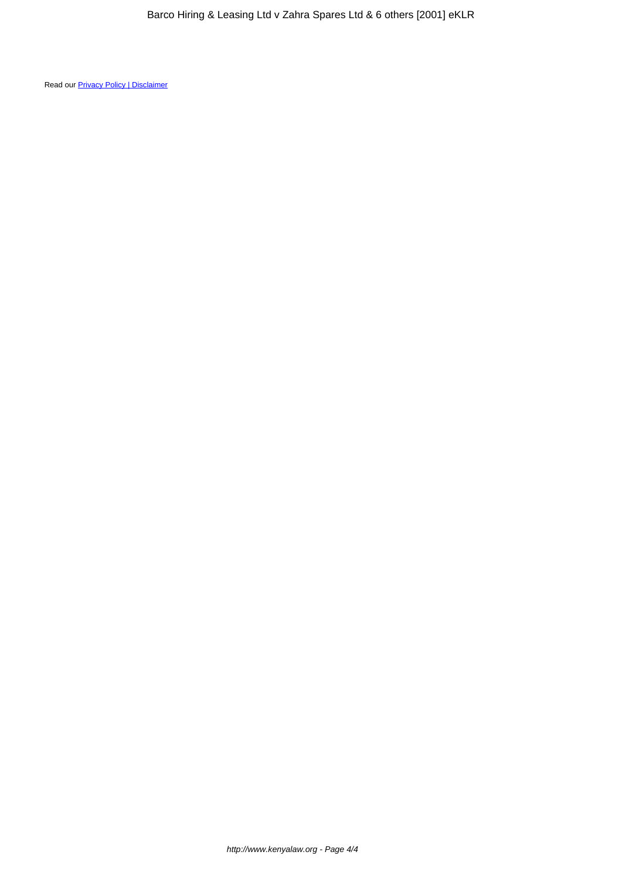Read our [Privacy Policy | Disclaimer](Privacy Policy | Disclaimer)